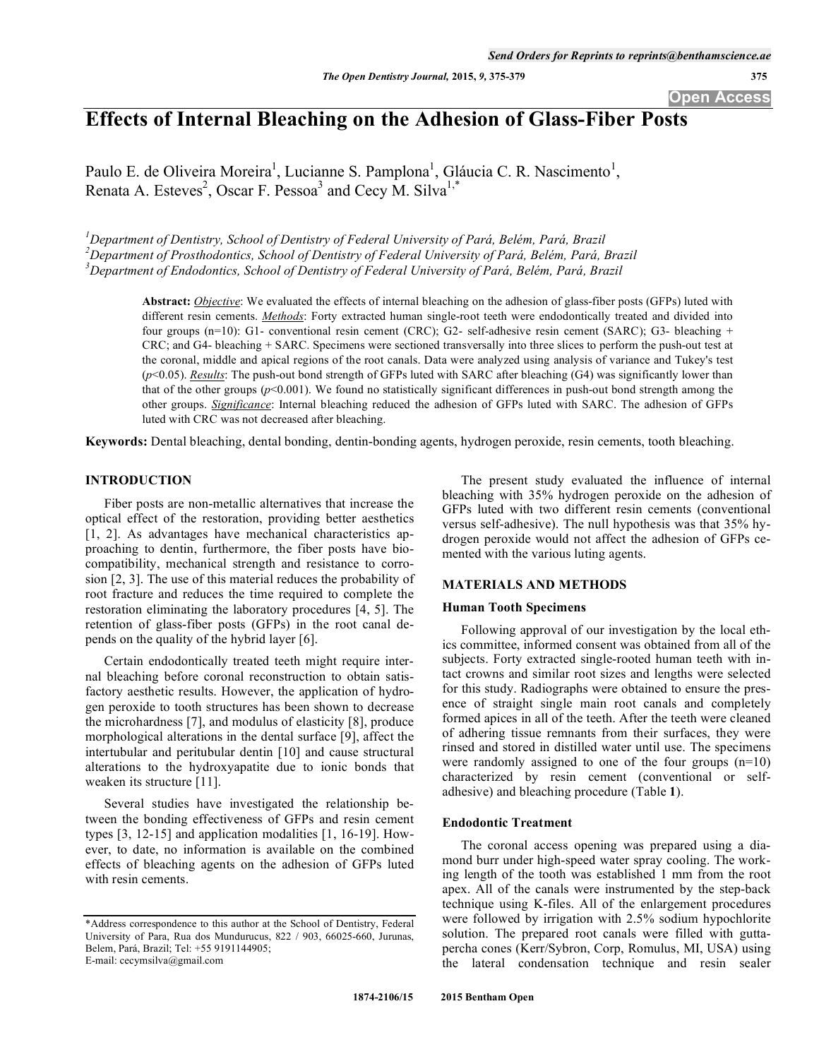# Effects of Internal Bleaching on the Adhesion of Glass-Fiber Posts

Paulo E. de Oliveira Moreira[1], Lucianne S. Pamplona[1], Gláucia C. R. Nascimento[1], Renata A. Esteves[2], Oscar F. Pessoa[3] and Cecy M. Silva[1,*]

[1]*Department of Dentistry, School of Dentistry of Federal University of Pará, Belém, Pará, Brazil*
[2]*Department of Prosthodontics, School of Dentistry of Federal University of Pará, Belém, Pará, Brazil*
[3]*Department of Endodontics, School of Dentistry of Federal University of Pará, Belém, Pará, Brazil*

**Abstract:** ***Objective***: We evaluated the effects of internal bleaching on the adhesion of glass-fiber posts (GFPs) luted with different resin cements. ***Methods***: Forty extracted human single-root teeth were endodontically treated and divided into four groups (n=10): G1- conventional resin cement (CRC); G2- self-adhesive resin cement (SARC); G3- bleaching + CRC; and G4- bleaching + SARC. Specimens were sectioned transversally into three slices to perform the push-out test at the coronal, middle and apical regions of the root canals. Data were analyzed using analysis of variance and Tukey's test ($p<0.05$). ***Results***: The push-out bond strength of GFPs luted with SARC after bleaching (G4) was significantly lower than that of the other groups ($p<0.001$). We found no statistically significant differences in push-out bond strength among the other groups. ***Significance***: Internal bleaching reduced the adhesion of GFPs luted with SARC. The adhesion of GFPs luted with CRC was not decreased after bleaching.

**Keywords:** Dental bleaching, dental bonding, dentin-bonding agents, hydrogen peroxide, resin cements, tooth bleaching.

## INTRODUCTION

Fiber posts are non-metallic alternatives that increase the optical effect of the restoration, providing better aesthetics [1, 2]. As advantages have mechanical characteristics approaching to dentin, furthermore, the fiber posts have biocompatibility, mechanical strength and resistance to corrosion [2, 3]. The use of this material reduces the probability of root fracture and reduces the time required to complete the restoration eliminating the laboratory procedures [4, 5]. The retention of glass-fiber posts (GFPs) in the root canal depends on the quality of the hybrid layer [6].

Certain endodontically treated teeth might require internal bleaching before coronal reconstruction to obtain satisfactory aesthetic results. However, the application of hydrogen peroxide to tooth structures has been shown to decrease the microhardness [7], and modulus of elasticity [8], produce morphological alterations in the dental surface [9], affect the intertubular and peritubular dentin [10] and cause structural alterations to the hydroxyapatite due to ionic bonds that weaken its structure [11].

Several studies have investigated the relationship between the bonding effectiveness of GFPs and resin cement types [3, 12-15] and application modalities [1, 16-19]. However, to date, no information is available on the combined effects of bleaching agents on the adhesion of GFPs luted with resin cements.

The present study evaluated the influence of internal bleaching with 35% hydrogen peroxide on the adhesion of GFPs luted with two different resin cements (conventional versus self-adhesive). The null hypothesis was that 35% hydrogen peroxide would not affect the adhesion of GFPs cemented with the various luting agents.

## MATERIALS AND METHODS

### Human Tooth Specimens

Following approval of our investigation by the local ethics committee, informed consent was obtained from all of the subjects. Forty extracted single-rooted human teeth with intact crowns and similar root sizes and lengths were selected for this study. Radiographs were obtained to ensure the presence of straight single main root canals and completely formed apices in all of the teeth. After the teeth were cleaned of adhering tissue remnants from their surfaces, they were rinsed and stored in distilled water until use. The specimens were randomly assigned to one of the four groups (n=10) characterized by resin cement (conventional or self-adhesive) and bleaching procedure (Table **1**).

### Endodontic Treatment

The coronal access opening was prepared using a diamond burr under high-speed water spray cooling. The working length of the tooth was established 1 mm from the root apex. All of the canals were instrumented by the step-back technique using K-files. All of the enlargement procedures were followed by irrigation with 2.5% sodium hypochlorite solution. The prepared root canals were filled with gutta-percha cones (Kerr/Sybron, Corp, Romulus, MI, USA) using the lateral condensation technique and resin sealer

*Address correspondence to this author at the School of Dentistry, Federal University of Para, Rua dos Mundurucus, 822 / 903, 66025-660, Jurunas, Belem, Pará, Brazil; Tel: +55 9191144905; E-mail: cecymsilva@gmail.com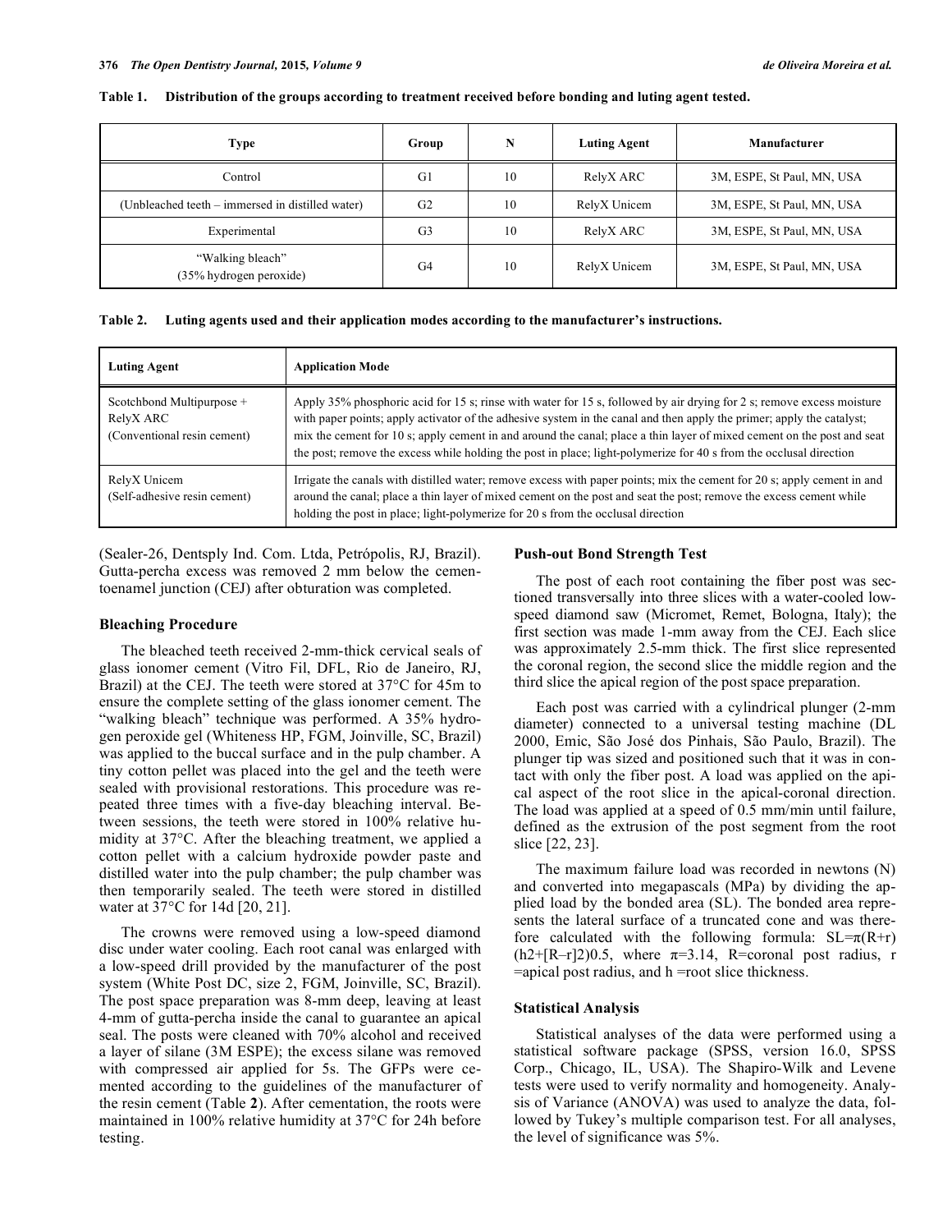**Table 1. Distribution of the groups according to treatment received before bonding and luting agent tested.**

| Type | Group | N | Luting Agent | Manufacturer |
|---|---|---|---|---|
| Control | G1 | 10 | RelyX ARC | 3M, ESPE, St Paul, MN, USA |
| (Unbleached teeth – immersed in distilled water) | G2 | 10 | RelyX Unicem | 3M, ESPE, St Paul, MN, USA |
| Experimental | G3 | 10 | RelyX ARC | 3M, ESPE, St Paul, MN, USA |
| "Walking bleach" (35% hydrogen peroxide) | G4 | 10 | RelyX Unicem | 3M, ESPE, St Paul, MN, USA |

**Table 2. Luting agents used and their application modes according to the manufacturer's instructions.**

| Luting Agent | Application Mode |
|---|---|
| Scotchbond Multipurpose + RelyX ARC (Conventional resin cement) | Apply 35% phosphoric acid for 15 s; rinse with water for 15 s, followed by air drying for 2 s; remove excess moisture with paper points; apply activator of the adhesive system in the canal and then apply the primer; apply the catalyst; mix the cement for 10 s; apply cement in and around the canal; place a thin layer of mixed cement on the post and seat the post; remove the excess while holding the post in place; light-polymerize for 40 s from the occlusal direction |
| RelyX Unicem (Self-adhesive resin cement) | Irrigate the canals with distilled water; remove excess with paper points; mix the cement for 20 s; apply cement in and around the canal; place a thin layer of mixed cement on the post and seat the post; remove the excess cement while holding the post in place; light-polymerize for 20 s from the occlusal direction |

(Sealer-26, Dentsply Ind. Com. Ltda, Petrópolis, RJ, Brazil). Gutta-percha excess was removed 2 mm below the cementoenamel junction (CEJ) after obturation was completed.

### Bleaching Procedure

The bleached teeth received 2-mm-thick cervical seals of glass ionomer cement (Vitro Fil, DFL, Rio de Janeiro, RJ, Brazil) at the CEJ. The teeth were stored at 37°C for 45m to ensure the complete setting of the glass ionomer cement. The "walking bleach" technique was performed. A 35% hydrogen peroxide gel (Whiteness HP, FGM, Joinville, SC, Brazil) was applied to the buccal surface and in the pulp chamber. A tiny cotton pellet was placed into the gel and the teeth were sealed with provisional restorations. This procedure was repeated three times with a five-day bleaching interval. Between sessions, the teeth were stored in 100% relative humidity at 37°C. After the bleaching treatment, we applied a cotton pellet with a calcium hydroxide powder paste and distilled water into the pulp chamber; the pulp chamber was then temporarily sealed. The teeth were stored in distilled water at 37°C for 14d [20, 21].

The crowns were removed using a low-speed diamond disc under water cooling. Each root canal was enlarged with a low-speed drill provided by the manufacturer of the post system (White Post DC, size 2, FGM, Joinville, SC, Brazil). The post space preparation was 8-mm deep, leaving at least 4-mm of gutta-percha inside the canal to guarantee an apical seal. The posts were cleaned with 70% alcohol and received a layer of silane (3M ESPE); the excess silane was removed with compressed air applied for 5s. The GFPs were cemented according to the guidelines of the manufacturer of the resin cement (Table **2**). After cementation, the roots were maintained in 100% relative humidity at 37°C for 24h before testing.

### Push-out Bond Strength Test

The post of each root containing the fiber post was sectioned transversally into three slices with a water-cooled low-speed diamond saw (Micromet, Remet, Bologna, Italy); the first section was made 1-mm away from the CEJ. Each slice was approximately 2.5-mm thick. The first slice represented the coronal region, the second slice the middle region and the third slice the apical region of the post space preparation.

Each post was carried with a cylindrical plunger (2-mm diameter) connected to a universal testing machine (DL 2000, Emic, São José dos Pinhais, São Paulo, Brazil). The plunger tip was sized and positioned such that it was in contact with only the fiber post. A load was applied on the apical aspect of the root slice in the apical-coronal direction. The load was applied at a speed of 0.5 mm/min until failure, defined as the extrusion of the post segment from the root slice [22, 23].

The maximum failure load was recorded in newtons (N) and converted into megapascals (MPa) by dividing the applied load by the bonded area (SL). The bonded area represents the lateral surface of a truncated cone and was therefore calculated with the following formula: $SL=\pi(R+r)(h^2+[R-r]^2)^{0.5}$, where $\pi=3.14$, R=coronal post radius, r =apical post radius, and h =root slice thickness.

### Statistical Analysis

Statistical analyses of the data were performed using a statistical software package (SPSS, version 16.0, SPSS Corp., Chicago, IL, USA). The Shapiro-Wilk and Levene tests were used to verify normality and homogeneity. Analysis of Variance (ANOVA) was used to analyze the data, followed by Tukey's multiple comparison test. For all analyses, the level of significance was 5%.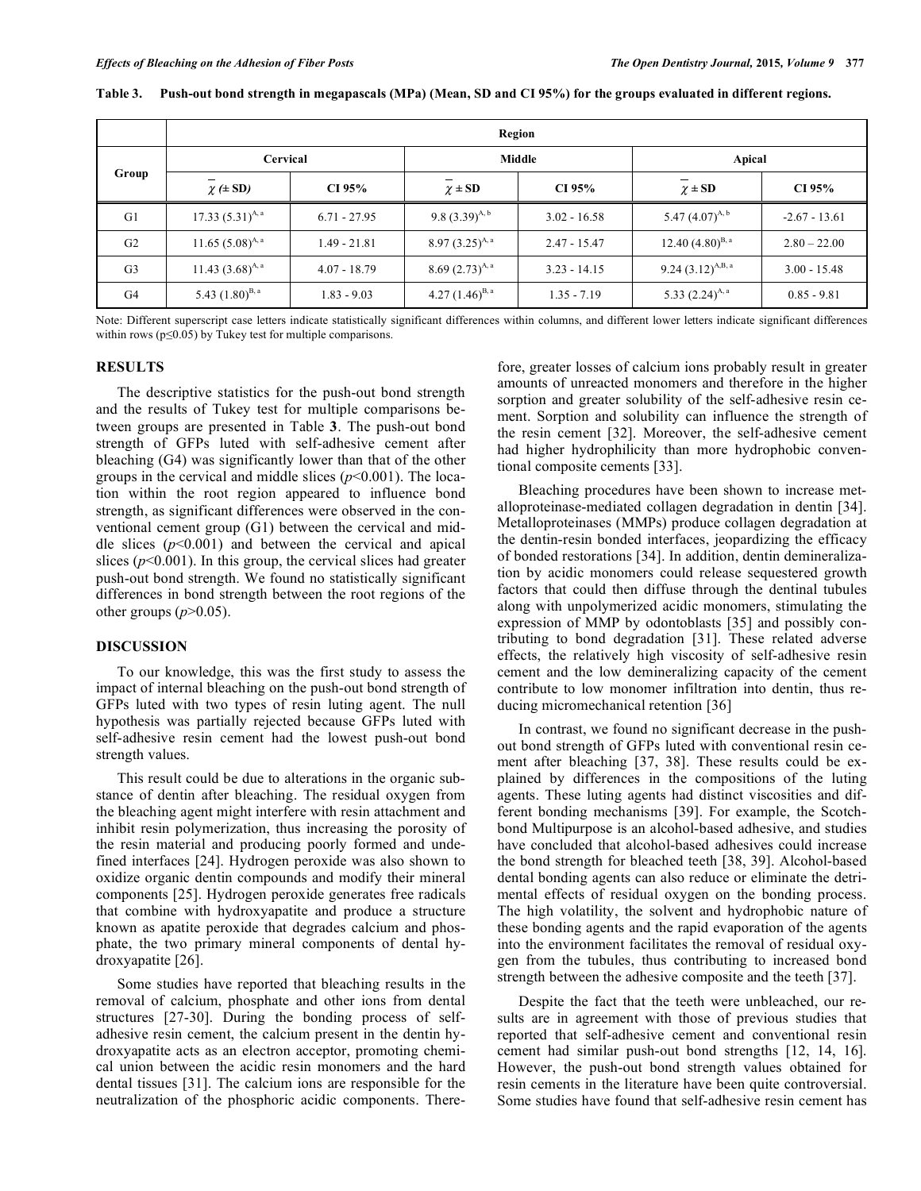**Table 3. Push-out bond strength in megapascals (MPa) (Mean, SD and CI 95%) for the groups evaluated in different regions.**

| Group | Region | | | | | |
|---|---|---|---|---|---|---|
| | Cervical | | Middle | | Apical | |
| | $\bar{\chi}$ (± SD) | CI 95% | $\bar{\chi}$ ± SD | CI 95% | $\bar{\chi}$ ± SD | CI 95% |
| G1 | 17.33 (5.31)$^{A, a}$ | 6.71 - 27.95 | 9.8 (3.39)$^{A, b}$ | 3.02 - 16.58 | 5.47 (4.07)$^{A, b}$ | -2.67 - 13.61 |
| G2 | 11.65 (5.08)$^{A, a}$ | 1.49 - 21.81 | 8.97 (3.25)$^{A, a}$ | 2.47 - 15.47 | 12.40 (4.80)$^{B, a}$ | 2.80 – 22.00 |
| G3 | 11.43 (3.68)$^{A, a}$ | 4.07 - 18.79 | 8.69 (2.73)$^{A, a}$ | 3.23 - 14.15 | 9.24 (3.12)$^{A,B, a}$ | 3.00 - 15.48 |
| G4 | 5.43 (1.80)$^{B, a}$ | 1.83 - 9.03 | 4.27 (1.46)$^{B, a}$ | 1.35 - 7.19 | 5.33 (2.24)$^{A, a}$ | 0.85 - 9.81 |

Note: Different superscript case letters indicate statistically significant differences within columns, and different lower letters indicate significant differences within rows ($p \leq 0.05$) by Tukey test for multiple comparisons.

## RESULTS

The descriptive statistics for the push-out bond strength and the results of Tukey test for multiple comparisons between groups are presented in Table **3**. The push-out bond strength of GFPs luted with self-adhesive cement after bleaching (G4) was significantly lower than that of the other groups in the cervical and middle slices ($p<0.001$). The location within the root region appeared to influence bond strength, as significant differences were observed in the conventional cement group (G1) between the cervical and middle slices ($p<0.001$) and between the cervical and apical slices ($p<0.001$). In this group, the cervical slices had greater push-out bond strength. We found no statistically significant differences in bond strength between the root regions of the other groups ($p>0.05$).

## DISCUSSION

To our knowledge, this was the first study to assess the impact of internal bleaching on the push-out bond strength of GFPs luted with two types of resin luting agent. The null hypothesis was partially rejected because GFPs luted with self-adhesive resin cement had the lowest push-out bond strength values.

This result could be due to alterations in the organic substance of dentin after bleaching. The residual oxygen from the bleaching agent might interfere with resin attachment and inhibit resin polymerization, thus increasing the porosity of the resin material and producing poorly formed and undefined interfaces [24]. Hydrogen peroxide was also shown to oxidize organic dentin compounds and modify their mineral components [25]. Hydrogen peroxide generates free radicals that combine with hydroxyapatite and produce a structure known as apatite peroxide that degrades calcium and phosphate, the two primary mineral components of dental hydroxyapatite [26].

Some studies have reported that bleaching results in the removal of calcium, phosphate and other ions from dental structures [27-30]. During the bonding process of self-adhesive resin cement, the calcium present in the dentin hydroxyapatite acts as an electron acceptor, promoting chemical union between the acidic resin monomers and the hard dental tissues [31]. The calcium ions are responsible for the neutralization of the phosphoric acidic components. Therefore, greater losses of calcium ions probably result in greater amounts of unreacted monomers and therefore in the higher sorption and greater solubility of the self-adhesive resin cement. Sorption and solubility can influence the strength of the resin cement [32]. Moreover, the self-adhesive cement had higher hydrophilicity than more hydrophobic conventional composite cements [33].

Bleaching procedures have been shown to increase metalloproteinase-mediated collagen degradation in dentin [34]. Metalloproteinases (MMPs) produce collagen degradation at the dentin-resin bonded interfaces, jeopardizing the efficacy of bonded restorations [34]. In addition, dentin demineralization by acidic monomers could release sequestered growth factors that could then diffuse through the dentinal tubules along with unpolymerized acidic monomers, stimulating the expression of MMP by odontoblasts [35] and possibly contributing to bond degradation [31]. These related adverse effects, the relatively high viscosity of self-adhesive resin cement and the low demineralizing capacity of the cement contribute to low monomer infiltration into dentin, thus reducing micromechanical retention [36]

In contrast, we found no significant decrease in the push-out bond strength of GFPs luted with conventional resin cement after bleaching [37, 38]. These results could be explained by differences in the compositions of the luting agents. These luting agents had distinct viscosities and different bonding mechanisms [39]. For example, the Scotchbond Multipurpose is an alcohol-based adhesive, and studies have concluded that alcohol-based adhesives could increase the bond strength for bleached teeth [38, 39]. Alcohol-based dental bonding agents can also reduce or eliminate the detrimental effects of residual oxygen on the bonding process. The high volatility, the solvent and hydrophobic nature of these bonding agents and the rapid evaporation of the agents into the environment facilitates the removal of residual oxygen from the tubules, thus contributing to increased bond strength between the adhesive composite and the teeth [37].

Despite the fact that the teeth were unbleached, our results are in agreement with those of previous studies that reported that self-adhesive cement and conventional resin cement had similar push-out bond strengths [12, 14, 16]. However, the push-out bond strength values obtained for resin cements in the literature have been quite controversial. Some studies have found that self-adhesive resin cement has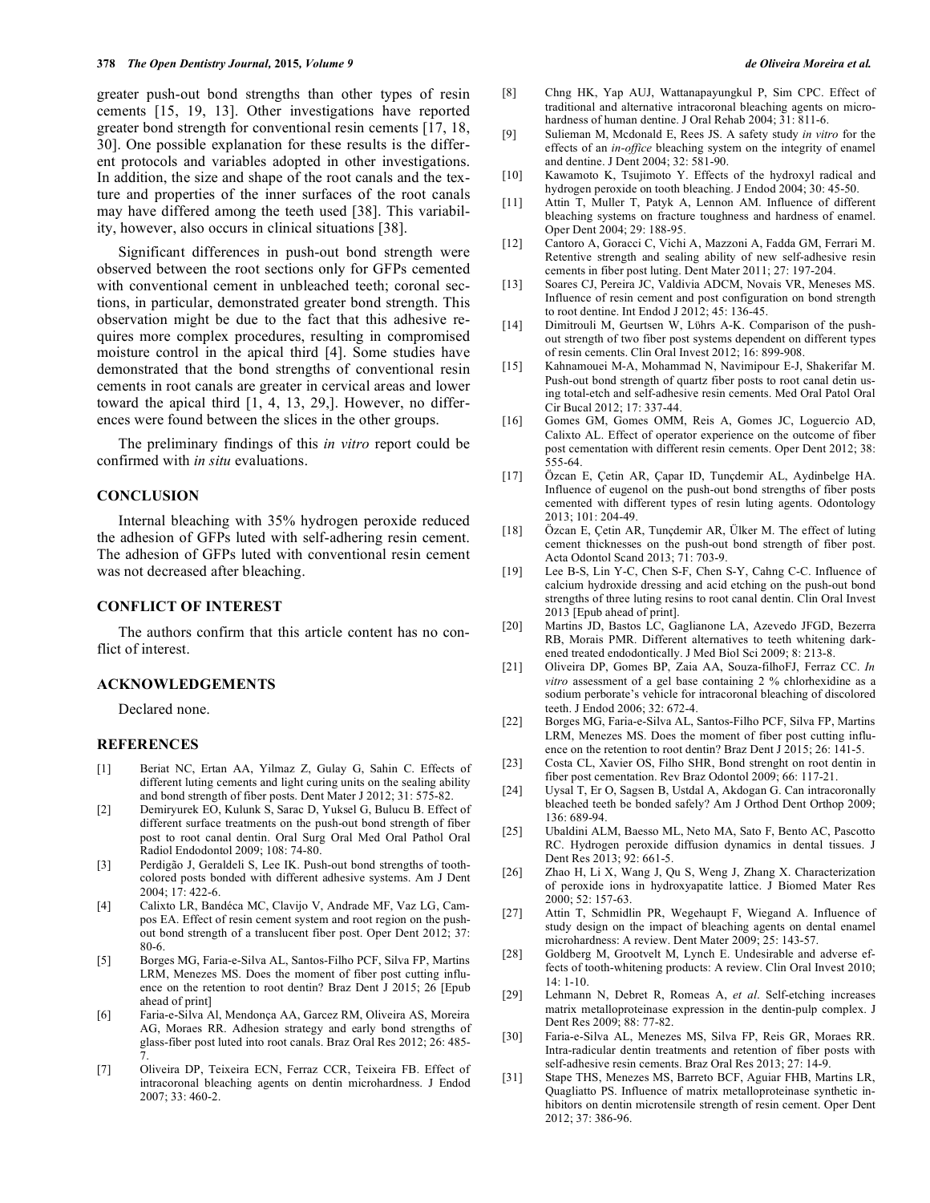greater push-out bond strengths than other types of resin cements [15, 19, 13]. Other investigations have reported greater bond strength for conventional resin cements [17, 18, 30]. One possible explanation for these results is the different protocols and variables adopted in other investigations. In addition, the size and shape of the root canals and the texture and properties of the inner surfaces of the root canals may have differed among the teeth used [38]. This variability, however, also occurs in clinical situations [38].

Significant differences in push-out bond strength were observed between the root sections only for GFPs cemented with conventional cement in unbleached teeth; coronal sections, in particular, demonstrated greater bond strength. This observation might be due to the fact that this adhesive requires more complex procedures, resulting in compromised moisture control in the apical third [4]. Some studies have demonstrated that the bond strengths of conventional resin cements in root canals are greater in cervical areas and lower toward the apical third [1, 4, 13, 29,]. However, no differences were found between the slices in the other groups.

The preliminary findings of this *in vitro* report could be confirmed with *in situ* evaluations.

## CONCLUSION

Internal bleaching with 35% hydrogen peroxide reduced the adhesion of GFPs luted with self-adhering resin cement. The adhesion of GFPs luted with conventional resin cement was not decreased after bleaching.

## CONFLICT OF INTEREST

The authors confirm that this article content has no conflict of interest.

## ACKNOWLEDGEMENTS

Declared none.

## REFERENCES

[1] Beriat NC, Ertan AA, Yilmaz Z, Gulay G, Sahin C. Effects of different luting cements and light curing units on the sealing ability and bond strength of fiber posts. Dent Mater J 2012; 31: 575-82.

[2] Demiryurek EO, Kulunk S, Sarac D, Yuksel G, Bulucu B. Effect of different surface treatments on the push-out bond strength of fiber post to root canal dentin. Oral Surg Oral Med Oral Pathol Oral Radiol Endodontol 2009; 108: 74-80.

[3] Perdigão J, Geraldeli S, Lee IK. Push-out bond strengths of tooth-colored posts bonded with different adhesive systems. Am J Dent 2004; 17: 422-6.

[4] Calixto LR, Bandéca MC, Clavijo V, Andrade MF, Vaz LG, Campos EA. Effect of resin cement system and root region on the push-out bond strength of a translucent fiber post. Oper Dent 2012; 37: 80-6.

[5] Borges MG, Faria-e-Silva AL, Santos-Filho PCF, Silva FP, Martins LRM, Menezes MS. Does the moment of fiber post cutting influence on the retention to root dentin? Braz Dent J 2015; 26 [Epub ahead of print]

[6] Faria-e-Silva Al, Mendonça AA, Garcez RM, Oliveira AS, Moreira AG, Moraes RR. Adhesion strategy and early bond strengths of glass-fiber post luted into root canals. Braz Oral Res 2012; 26: 485-7.

[7] Oliveira DP, Teixeira ECN, Ferraz CCR, Teixeira FB. Effect of intracoronal bleaching agents on dentin microhardness. J Endod 2007; 33: 460-2.

[8] Chng HK, Yap AUJ, Wattanapayungkul P, Sim CPC. Effect of traditional and alternative intracoronal bleaching agents on microhardness of human dentine. J Oral Rehab 2004; 31: 811-6.

[9] Sulieman M, Mcdonald E, Rees JS. A safety study *in vitro* for the effects of an *in-office* bleaching system on the integrity of enamel and dentine. J Dent 2004; 32: 581-90.

[10] Kawamoto K, Tsujimoto Y. Effects of the hydroxyl radical and hydrogen peroxide on tooth bleaching. J Endod 2004; 30: 45-50.

[11] Attin T, Muller T, Patyk A, Lennon AM. Influence of different bleaching systems on fracture toughness and hardness of enamel. Oper Dent 2004; 29: 188-95.

[12] Cantoro A, Goracci C, Vichi A, Mazzoni A, Fadda GM, Ferrari M. Retentive strength and sealing ability of new self-adhesive resin cements in fiber post luting. Dent Mater 2011; 27: 197-204.

[13] Soares CJ, Pereira JC, Valdivia ADCM, Novais VR, Meneses MS. Influence of resin cement and post configuration on bond strength to root dentine. Int Endod J 2012; 45: 136-45.

[14] Dimitrouli M, Geurtsen W, Lührs A-K. Comparison of the push-out strength of two fiber post systems dependent on different types of resin cements. Clin Oral Invest 2012; 16: 899-908.

[15] Kahnamouei M-A, Mohammad N, Navimipour E-J, Shakerifar M. Push-out bond strength of quartz fiber posts to root canal detin using total-etch and self-adhesive resin cements. Med Oral Patol Oral Cir Bucal 2012; 17: 337-44.

[16] Gomes GM, Gomes OMM, Reis A, Gomes JC, Loguercio AD, Calixto AL. Effect of operator experience on the outcome of fiber post cementation with different resin cements. Oper Dent 2012; 38: 555-64.

[17] Özcan E, Çetin AR, Çapar ID, Tunçdemir AL, Aydinbelge HA. Influence of eugenol on the push-out bond strengths of fiber posts cemented with different types of resin luting agents. Odontology 2013; 101: 204-49.

[18] Özcan E, Çetin AR, Tunçdemir AR, Ülker M. The effect of luting cement thicknesses on the push-out bond strength of fiber post. Acta Odontol Scand 2013; 71: 703-9.

[19] Lee B-S, Lin Y-C, Chen S-F, Chen S-Y, Cahng C-C. Influence of calcium hydroxide dressing and acid etching on the push-out bond strengths of three luting resins to root canal dentin. Clin Oral Invest 2013 [Epub ahead of print].

[20] Martins JD, Bastos LC, Gaglianone LA, Azevedo JFGD, Bezerra RB, Morais PMR. Different alternatives to teeth whitening darkened treated endodontically. J Med Biol Sci 2009; 8: 213-8.

[21] Oliveira DP, Gomes BP, Zaia AA, Souza-filhoFJ, Ferraz CC. *In vitro* assessment of a gel base containing 2 % chlorhexidine as a sodium perborate's vehicle for intracoronal bleaching of discolored teeth. J Endod 2006; 32: 672-4.

[22] Borges MG, Faria-e-Silva AL, Santos-Filho PCF, Silva FP, Martins LRM, Menezes MS. Does the moment of fiber post cutting influence on the retention to root dentin? Braz Dent J 2015; 26: 141-5.

[23] Costa CL, Xavier OS, Filho SHR, Bond strenght on root dentin in fiber post cementation. Rev Braz Odontol 2009; 66: 117-21.

[24] Uysal T, Er O, Sagsen B, Ustdal A, Akdogan G. Can intracoronally bleached teeth be bonded safely? Am J Orthod Dent Orthop 2009; 136: 689-94.

[25] Ubaldini ALM, Baesso ML, Neto MA, Sato F, Bento AC, Pascotto RC. Hydrogen peroxide diffusion dynamics in dental tissues. J Dent Res 2013; 92: 661-5.

[26] Zhao H, Li X, Wang J, Qu S, Weng J, Zhang X. Characterization of peroxide ions in hydroxyapatite lattice. J Biomed Mater Res 2000; 52: 157-63.

[27] Attin T, Schmidlin PR, Wegehaupt F, Wiegand A. Influence of study design on the impact of bleaching agents on dental enamel microhardness: A review. Dent Mater 2009; 25: 143-57.

[28] Goldberg M, Grootvelt M, Lynch E. Undesirable and adverse effects of tooth-whitening products: A review. Clin Oral Invest 2010; 14: 1-10.

[29] Lehmann N, Debret R, Romeas A, *et al*. Self-etching increases matrix metalloproteinase expression in the dentin-pulp complex. J Dent Res 2009; 88: 77-82.

[30] Faria-e-Silva AL, Menezes MS, Silva FP, Reis GR, Moraes RR. Intra-radicular dentin treatments and retention of fiber posts with self-adhesive resin cements. Braz Oral Res 2013; 27: 14-9.

[31] Stape THS, Menezes MS, Barreto BCF, Aguiar FHB, Martins LR, Quagliatto PS. Influence of matrix metalloproteinase synthetic inhibitors on dentin microtensile strength of resin cement. Oper Dent 2012; 37: 386-96.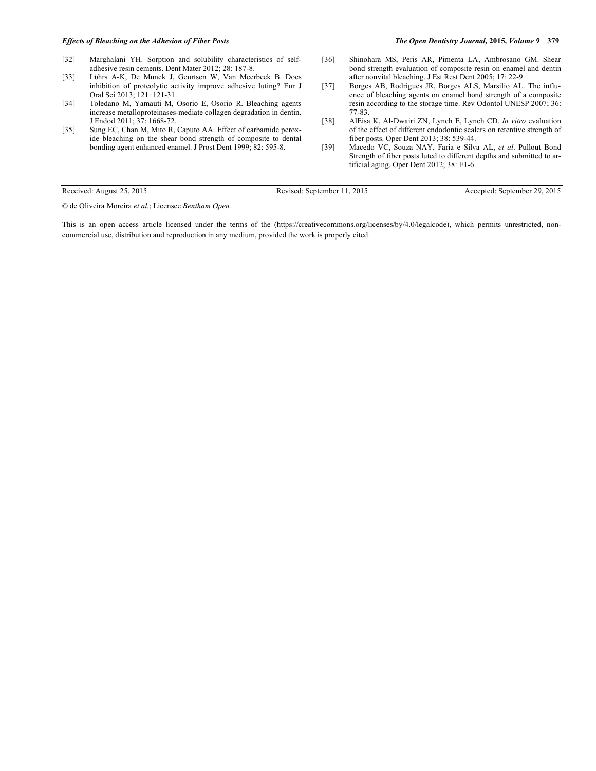[32] Marghalani YH. Sorption and solubility characteristics of self-adhesive resin cements. Dent Mater 2012; 28: 187-8.

[33] Löhrs A-K, De Munck J, Geurtsen W, Van Meerbeek B. Does inhibition of proteolytic activity improve adhesive luting? Eur J Oral Sci 2013; 121: 121-31.

[34] Toledano M, Yamauti M, Osorio E, Osorio R. Bleaching agents increase metalloproteinases-mediate collagen degradation in dentin. J Endod 2011; 37: 1668-72.

[35] Sung EC, Chan M, Mito R, Caputo AA. Effect of carbamide peroxide bleaching on the shear bond strength of composite to dental bonding agent enhanced enamel. J Prost Dent 1999; 82: 595-8.

[36] Shinohara MS, Peris AR, Pimenta LA, Ambrosano GM. Shear bond strength evaluation of composite resin on enamel and dentin after nonvital bleaching. J Est Rest Dent 2005; 17: 22-9.

[37] Borges AB, Rodrigues JR, Borges ALS, Marsilio AL. The influence of bleaching agents on enamel bond strength of a composite resin according to the storage time. Rev Odontol UNESP 2007; 36: 77-83.

[38] AlEisa K, Al-Dwairi ZN, Lynch E, Lynch CD. *In vitro* evaluation of the effect of different endodontic sealers on retentive strength of fiber posts. Oper Dent 2013; 38: 539-44.

[39] Macedo VC, Souza NAY, Faria e Silva AL, *et al*. Pullout Bond Strength of fiber posts luted to different depths and submitted to artificial aging. Oper Dent 2012; 38: E1-6.

Received: August 25, 2015 Revised: September 11, 2015 Accepted: September 29, 2015

© de Oliveira Moreira *et al.*; Licensee *Bentham Open.*

This is an open access article licensed under the terms of the (https://creativecommons.org/licenses/by/4.0/legalcode), which permits unrestricted, non-commercial use, distribution and reproduction in any medium, provided the work is properly cited.